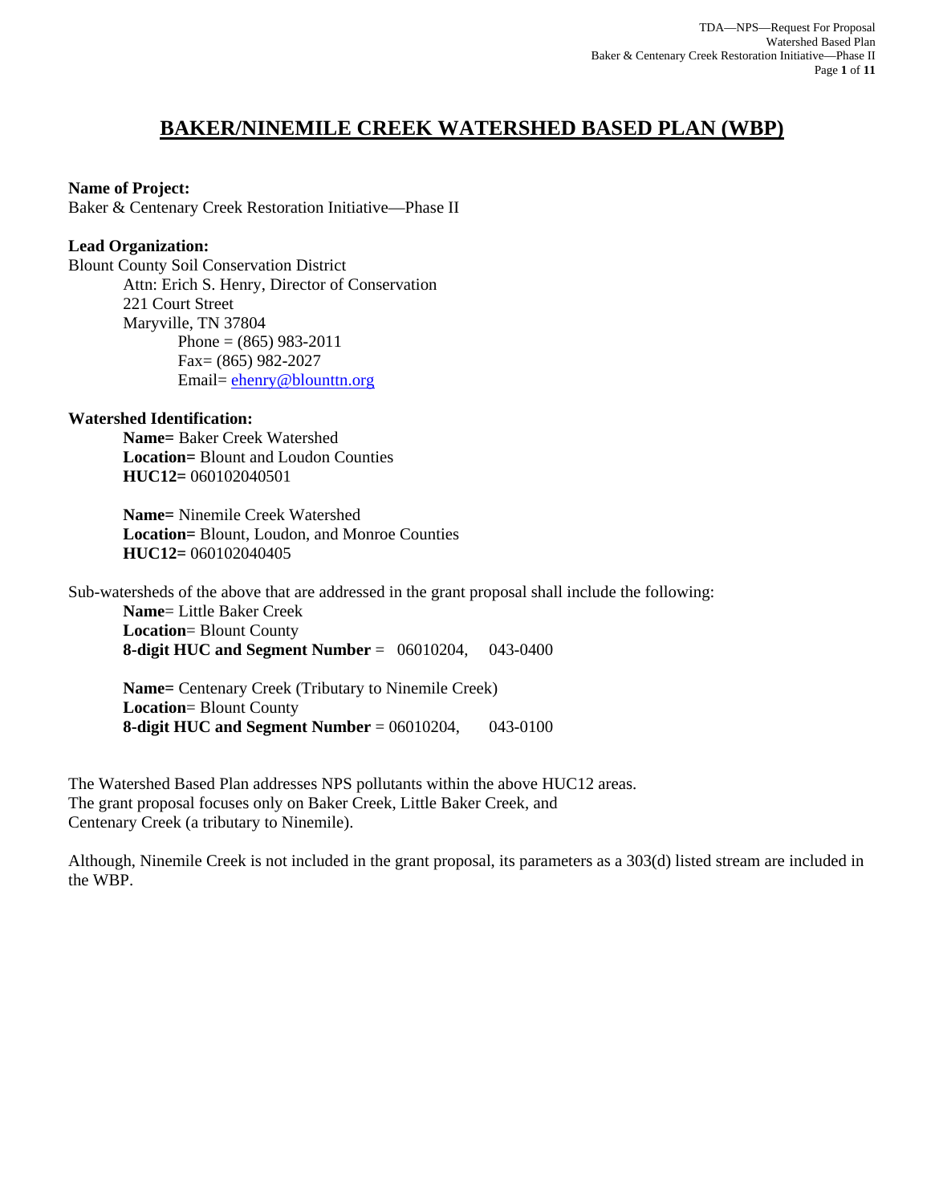# BAKER/NINEMILE CREEK WATERSHED BASED PLAN (WBP)

**Name of Project:**
Baker & Centenary Creek Restoration Initiative—Phase II

**Lead Organization:**
Blount County Soil Conservation District

Attn: Erich S. Henry, Director of Conservation
221 Court Street
Maryville, TN 37804
Phone = (865) 983-2011
Fax= (865) 982-2027
Email= ehenry@blounttn.org

**Watershed Identification:**

**Name=** Baker Creek Watershed
**Location=** Blount and Loudon Counties
**HUC12=** 060102040501

**Name=** Ninemile Creek Watershed
**Location=** Blount, Loudon, and Monroe Counties
**HUC12=** 060102040405

Sub-watersheds of the above that are addressed in the grant proposal shall include the following:

**Name**= Little Baker Creek
**Location**= Blount County
**8-digit HUC and Segment Number** = 06010204, 043-0400

**Name=** Centenary Creek (Tributary to Ninemile Creek)
**Location**= Blount County
**8-digit HUC and Segment Number** = 06010204, 043-0100

The Watershed Based Plan addresses NPS pollutants within the above HUC12 areas.
The grant proposal focuses only on Baker Creek, Little Baker Creek, and
Centenary Creek (a tributary to Ninemile).

Although, Ninemile Creek is not included in the grant proposal, its parameters as a 303(d) listed stream are included in the WBP.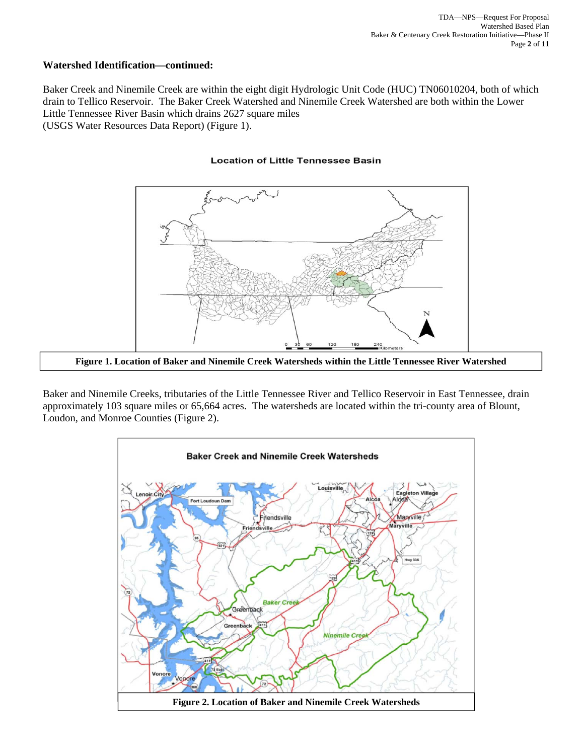**Watershed Identification—continued:**

Baker Creek and Ninemile Creek are within the eight digit Hydrologic Unit Code (HUC) TN06010204, both of which drain to Tellico Reservoir. The Baker Creek Watershed and Ninemile Creek Watershed are both within the Lower Little Tennessee River Basin which drains 2627 square miles (USGS Water Resources Data Report) (Figure 1).

**Figure 1. Location of Baker and Ninemile Creek Watersheds within the Little Tennessee River Watershed**

Baker and Ninemile Creeks, tributaries of the Little Tennessee River and Tellico Reservoir in East Tennessee, drain approximately 103 square miles or 65,664 acres. The watersheds are located within the tri-county area of Blount, Loudon, and Monroe Counties (Figure 2).

**Figure 2. Location of Baker and Ninemile Creek Watersheds**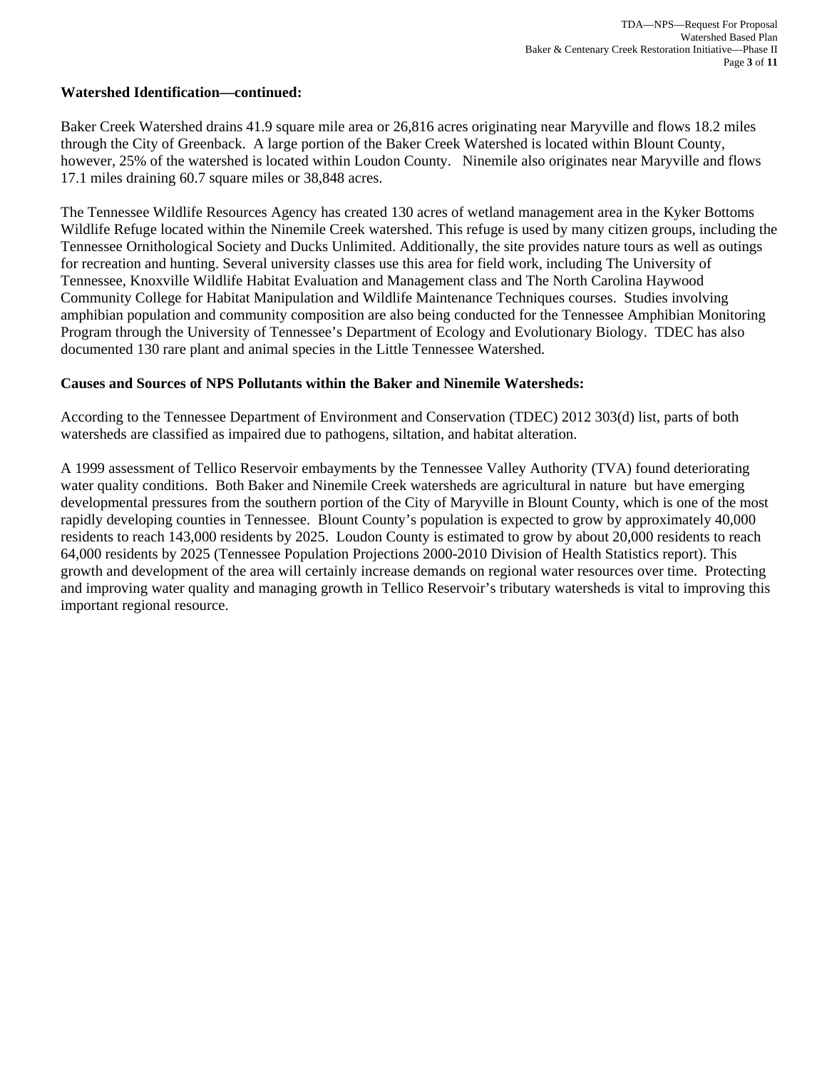**Watershed Identification—continued:**

Baker Creek Watershed drains 41.9 square mile area or 26,816 acres originating near Maryville and flows 18.2 miles through the City of Greenback. A large portion of the Baker Creek Watershed is located within Blount County, however, 25% of the watershed is located within Loudon County. Ninemile also originates near Maryville and flows 17.1 miles draining 60.7 square miles or 38,848 acres.

The Tennessee Wildlife Resources Agency has created 130 acres of wetland management area in the Kyker Bottoms Wildlife Refuge located within the Ninemile Creek watershed. This refuge is used by many citizen groups, including the Tennessee Ornithological Society and Ducks Unlimited. Additionally, the site provides nature tours as well as outings for recreation and hunting. Several university classes use this area for field work, including The University of Tennessee, Knoxville Wildlife Habitat Evaluation and Management class and The North Carolina Haywood Community College for Habitat Manipulation and Wildlife Maintenance Techniques courses. Studies involving amphibian population and community composition are also being conducted for the Tennessee Amphibian Monitoring Program through the University of Tennessee's Department of Ecology and Evolutionary Biology. TDEC has also documented 130 rare plant and animal species in the Little Tennessee Watershed.

**Causes and Sources of NPS Pollutants within the Baker and Ninemile Watersheds:**

According to the Tennessee Department of Environment and Conservation (TDEC) 2012 303(d) list, parts of both watersheds are classified as impaired due to pathogens, siltation, and habitat alteration.

A 1999 assessment of Tellico Reservoir embayments by the Tennessee Valley Authority (TVA) found deteriorating water quality conditions. Both Baker and Ninemile Creek watersheds are agricultural in nature but have emerging developmental pressures from the southern portion of the City of Maryville in Blount County, which is one of the most rapidly developing counties in Tennessee. Blount County's population is expected to grow by approximately 40,000 residents to reach 143,000 residents by 2025. Loudon County is estimated to grow by about 20,000 residents to reach 64,000 residents by 2025 (Tennessee Population Projections 2000-2010 Division of Health Statistics report). This growth and development of the area will certainly increase demands on regional water resources over time. Protecting and improving water quality and managing growth in Tellico Reservoir's tributary watersheds is vital to improving this important regional resource.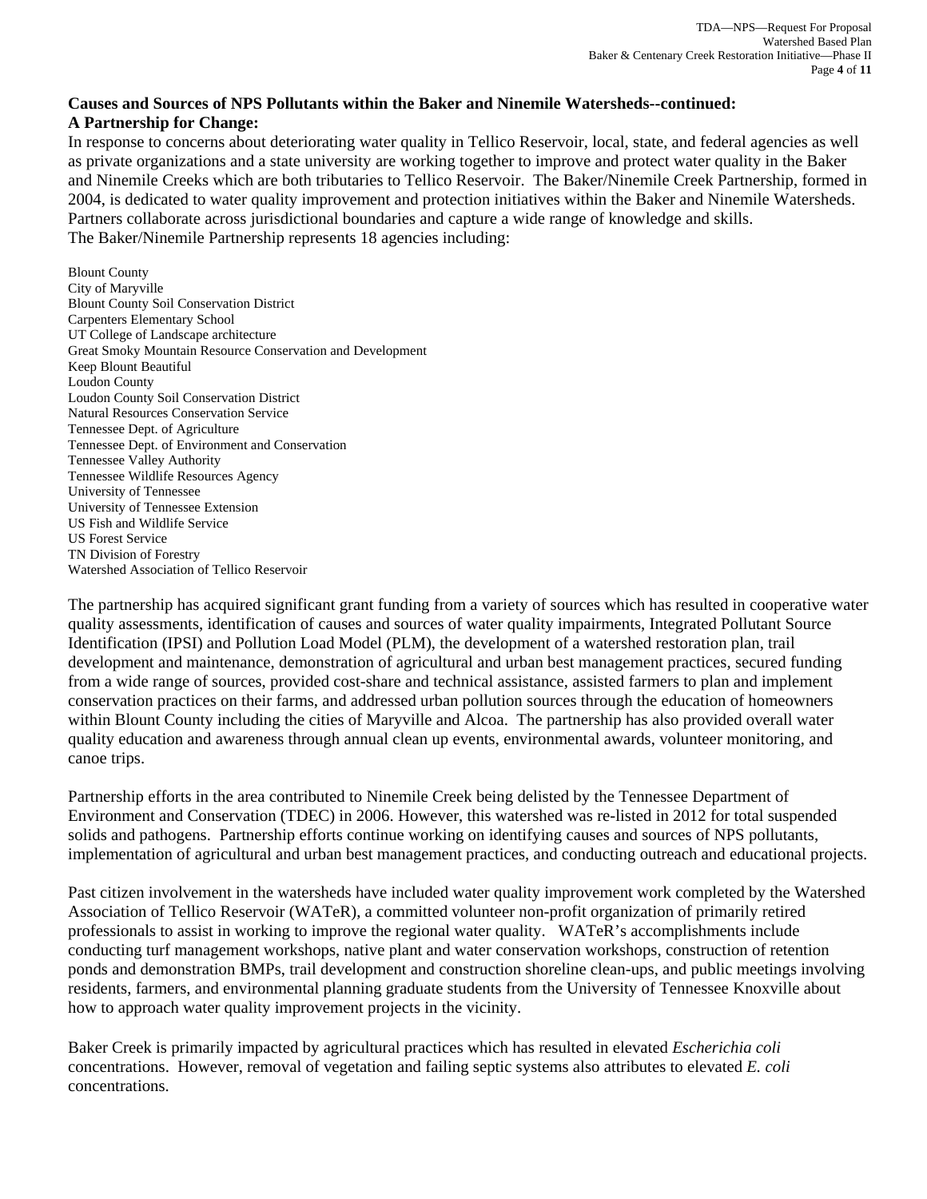**Causes and Sources of NPS Pollutants within the Baker and Ninemile Watersheds--continued:**
**A Partnership for Change:**

In response to concerns about deteriorating water quality in Tellico Reservoir, local, state, and federal agencies as well as private organizations and a state university are working together to improve and protect water quality in the Baker and Ninemile Creeks which are both tributaries to Tellico Reservoir. The Baker/Ninemile Creek Partnership, formed in 2004, is dedicated to water quality improvement and protection initiatives within the Baker and Ninemile Watersheds. Partners collaborate across jurisdictional boundaries and capture a wide range of knowledge and skills.
The Baker/Ninemile Partnership represents 18 agencies including:

Blount County
City of Maryville
Blount County Soil Conservation District
Carpenters Elementary School
UT College of Landscape architecture
Great Smoky Mountain Resource Conservation and Development
Keep Blount Beautiful
Loudon County
Loudon County Soil Conservation District
Natural Resources Conservation Service
Tennessee Dept. of Agriculture
Tennessee Dept. of Environment and Conservation
Tennessee Valley Authority
Tennessee Wildlife Resources Agency
University of Tennessee
University of Tennessee Extension
US Fish and Wildlife Service
US Forest Service
TN Division of Forestry
Watershed Association of Tellico Reservoir

The partnership has acquired significant grant funding from a variety of sources which has resulted in cooperative water quality assessments, identification of causes and sources of water quality impairments, Integrated Pollutant Source Identification (IPSI) and Pollution Load Model (PLM), the development of a watershed restoration plan, trail development and maintenance, demonstration of agricultural and urban best management practices, secured funding from a wide range of sources, provided cost-share and technical assistance, assisted farmers to plan and implement conservation practices on their farms, and addressed urban pollution sources through the education of homeowners within Blount County including the cities of Maryville and Alcoa. The partnership has also provided overall water quality education and awareness through annual clean up events, environmental awards, volunteer monitoring, and canoe trips.

Partnership efforts in the area contributed to Ninemile Creek being delisted by the Tennessee Department of Environment and Conservation (TDEC) in 2006. However, this watershed was re-listed in 2012 for total suspended solids and pathogens. Partnership efforts continue working on identifying causes and sources of NPS pollutants, implementation of agricultural and urban best management practices, and conducting outreach and educational projects.

Past citizen involvement in the watersheds have included water quality improvement work completed by the Watershed Association of Tellico Reservoir (WATeR), a committed volunteer non-profit organization of primarily retired professionals to assist in working to improve the regional water quality. WATeR's accomplishments include conducting turf management workshops, native plant and water conservation workshops, construction of retention ponds and demonstration BMPs, trail development and construction shoreline clean-ups, and public meetings involving residents, farmers, and environmental planning graduate students from the University of Tennessee Knoxville about how to approach water quality improvement projects in the vicinity.

Baker Creek is primarily impacted by agricultural practices which has resulted in elevated *Escherichia coli* concentrations. However, removal of vegetation and failing septic systems also attributes to elevated *E. coli* concentrations.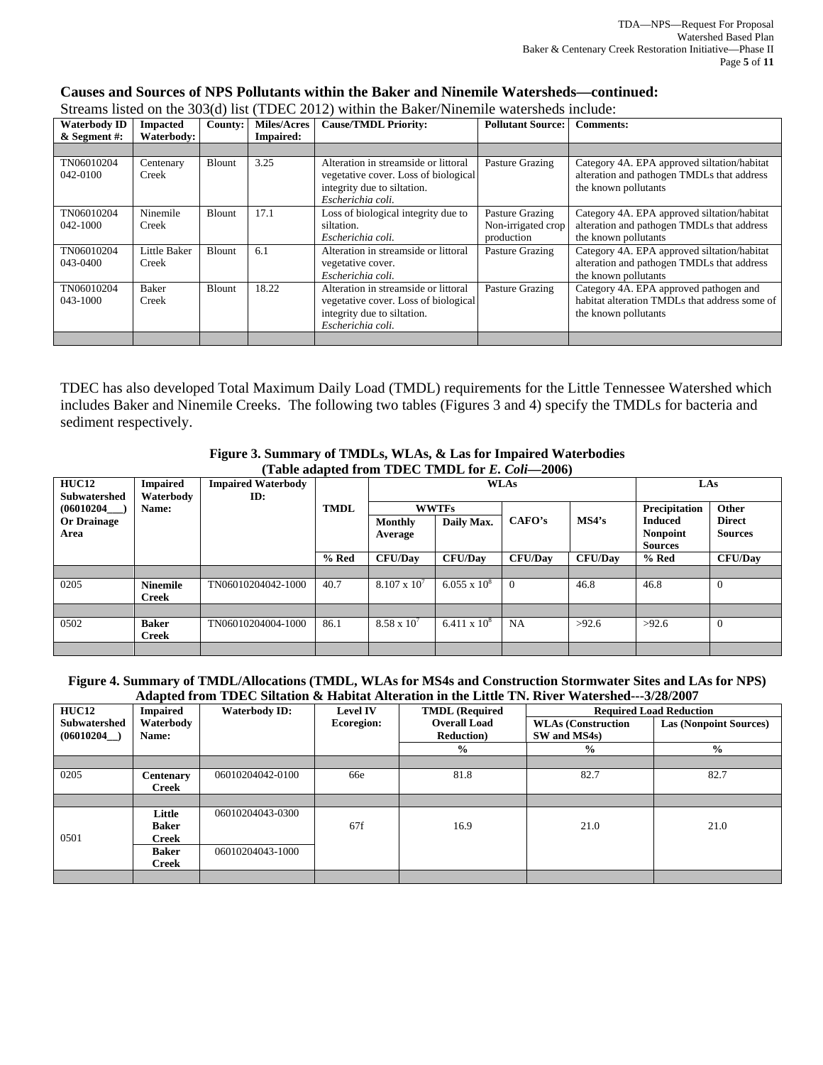### Causes and Sources of NPS Pollutants within the Baker and Ninemile Watersheds—continued:

Streams listed on the 303(d) list (TDEC 2012) within the Baker/Ninemile watersheds include:

| Waterbody ID & Segment #: | Impacted Waterbody: | County: | Miles/Acres Impaired: | Cause/TMDL Priority: | Pollutant Source: | Comments: |
|---|---|---|---|---|---|---|
| | | | | | | |
| TN06010204 042-0100 | Centenary Creek | Blount | 3.25 | Alteration in streamside or littoral vegetative cover. Loss of biological integrity due to siltation. *Escherichia coli.* | Pasture Grazing | Category 4A. EPA approved siltation/habitat alteration and pathogen TMDLs that address the known pollutants |
| TN06010204 042-1000 | Ninemile Creek | Blount | 17.1 | Loss of biological integrity due to siltation. *Escherichia coli.* | Pasture Grazing Non-irrigated crop production | Category 4A. EPA approved siltation/habitat alteration and pathogen TMDLs that address the known pollutants |
| TN06010204 043-0400 | Little Baker Creek | Blount | 6.1 | Alteration in streamside or littoral vegetative cover. *Escherichia coli.* | Pasture Grazing | Category 4A. EPA approved siltation/habitat alteration and pathogen TMDLs that address the known pollutants |
| TN06010204 043-1000 | Baker Creek | Blount | 18.22 | Alteration in streamside or littoral vegetative cover. Loss of biological integrity due to siltation. *Escherichia coli.* | Pasture Grazing | Category 4A. EPA approved pathogen and habitat alteration TMDLs that address some of the known pollutants |
| | | | | | | |

TDEC has also developed Total Maximum Daily Load (TMDL) requirements for the Little Tennessee Watershed which includes Baker and Ninemile Creeks. The following two tables (Figures 3 and 4) specify the TMDLs for bacteria and sediment respectively.

**Figure 3. Summary of TMDLs, WLAs, & Las for Impaired Waterbodies (Table adapted from TDEC TMDL for *E. Coli*—2006)**

| HUC12 Subwatershed (06010204___) Or Drainage Area | Impaired Waterbody Name: | Impaired Waterbody ID: | TMDL | WLAs | | | | LAs | |
|---|---|---|---|---|---|---|---|---|---|
| | | | | WWTFs | | CAFO's | MS4's | Precipitation Induced Nonpoint Sources | Other Direct Sources |
| | | | | Monthly Average | Daily Max. | | | | |
| | | | % Red | CFU/Day | CFU/Day | CFU/Day | CFU/Day | % Red | CFU/Day |
| | | | | | | | | | |
| 0205 | **Ninemile Creek** | TN06010204042-1000 | 40.7 | $8.107 \times 10^7$ | $6.055 \times 10^8$ | 0 | 46.8 | 46.8 | 0 |
| | | | | | | | | | |
| 0502 | **Baker Creek** | TN06010204004-1000 | 86.1 | $8.58 \times 10^7$ | $6.411 \times 10^8$ | NA | >92.6 | >92.6 | 0 |
| | | | | | | | | | |

**Figure 4. Summary of TMDL/Allocations (TMDL, WLAs for MS4s and Construction Stormwater Sites and LAs for NPS) Adapted from TDEC Siltation & Habitat Alteration in the Little TN. River Watershed---3/28/2007**

| HUC12 Subwatershed (06010204__) | Impaired Waterbody Name: | Waterbody ID: | Level IV Ecoregion: | TMDL (Required Overall Load Reduction) | Required Load Reduction | |
|---|---|---|---|---|---|---|
| | | | | | WLAs (Construction SW and MS4s) | Las (Nonpoint Sources) |
| | | | | % | % | % |
| | | | | | | |
| 0205 | **Centenary Creek** | 06010204042-0100 | 66e | 81.8 | 82.7 | 82.7 |
| | | | | | | |
| 0501 | **Little Baker Creek** | 06010204043-0300 | 67f | 16.9 | 21.0 | 21.0 |
| | **Baker Creek** | 06010204043-1000 | | | | |
| | | | | | | |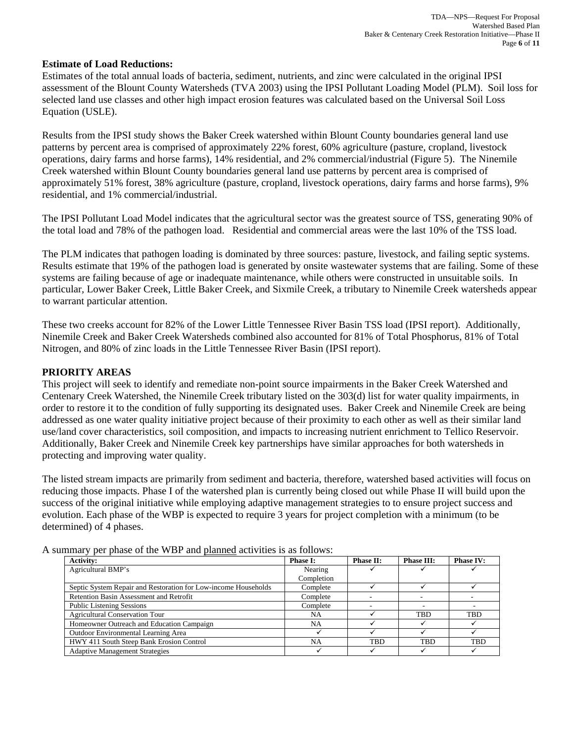**Estimate of Load Reductions:**

Estimates of the total annual loads of bacteria, sediment, nutrients, and zinc were calculated in the original IPSI assessment of the Blount County Watersheds (TVA 2003) using the IPSI Pollutant Loading Model (PLM). Soil loss for selected land use classes and other high impact erosion features was calculated based on the Universal Soil Loss Equation (USLE).

Results from the IPSI study shows the Baker Creek watershed within Blount County boundaries general land use patterns by percent area is comprised of approximately 22% forest, 60% agriculture (pasture, cropland, livestock operations, dairy farms and horse farms), 14% residential, and 2% commercial/industrial (Figure 5). The Ninemile Creek watershed within Blount County boundaries general land use patterns by percent area is comprised of approximately 51% forest, 38% agriculture (pasture, cropland, livestock operations, dairy farms and horse farms), 9% residential, and 1% commercial/industrial.

The IPSI Pollutant Load Model indicates that the agricultural sector was the greatest source of TSS, generating 90% of the total load and 78% of the pathogen load. Residential and commercial areas were the last 10% of the TSS load.

The PLM indicates that pathogen loading is dominated by three sources: pasture, livestock, and failing septic systems. Results estimate that 19% of the pathogen load is generated by onsite wastewater systems that are failing. Some of these systems are failing because of age or inadequate maintenance, while others were constructed in unsuitable soils. In particular, Lower Baker Creek, Little Baker Creek, and Sixmile Creek, a tributary to Ninemile Creek watersheds appear to warrant particular attention.

These two creeks account for 82% of the Lower Little Tennessee River Basin TSS load (IPSI report). Additionally, Ninemile Creek and Baker Creek Watersheds combined also accounted for 81% of Total Phosphorus, 81% of Total Nitrogen, and 80% of zinc loads in the Little Tennessee River Basin (IPSI report).

## PRIORITY AREAS

This project will seek to identify and remediate non-point source impairments in the Baker Creek Watershed and Centenary Creek Watershed, the Ninemile Creek tributary listed on the 303(d) list for water quality impairments, in order to restore it to the condition of fully supporting its designated uses. Baker Creek and Ninemile Creek are being addressed as one water quality initiative project because of their proximity to each other as well as their similar land use/land cover characteristics, soil composition, and impacts to increasing nutrient enrichment to Tellico Reservoir. Additionally, Baker Creek and Ninemile Creek key partnerships have similar approaches for both watersheds in protecting and improving water quality.

The listed stream impacts are primarily from sediment and bacteria, therefore, watershed based activities will focus on reducing those impacts. Phase I of the watershed plan is currently being closed out while Phase II will build upon the success of the original initiative while employing adaptive management strategies to to ensure project success and evolution. Each phase of the WBP is expected to require 3 years for project completion with a minimum (to be determined) of 4 phases.

A summary per phase of the WBP and planned activities is as follows:

| Activity: | Phase I: | Phase II: | Phase III: | Phase IV: |
|---|---|---|---|---|
| Agricultural BMP's | Nearing Completion | ✓ | ✓ | ✓ |
| Septic System Repair and Restoration for Low-income Households | Complete | ✓ | ✓ | ✓ |
| Retention Basin Assessment and Retrofit | Complete | - | - | - |
| Public Listening Sessions | Complete | - | - | - |
| Agricultural Conservation Tour | NA | ✓ | TBD | TBD |
| Homeowner Outreach and Education Campaign | NA | ✓ | ✓ | ✓ |
| Outdoor Environmental Learning Area | ✓ | ✓ | ✓ | ✓ |
| HWY 411 South Steep Bank Erosion Control | NA | TBD | TBD | TBD |
| Adaptive Management Strategies | ✓ | ✓ | ✓ | ✓ |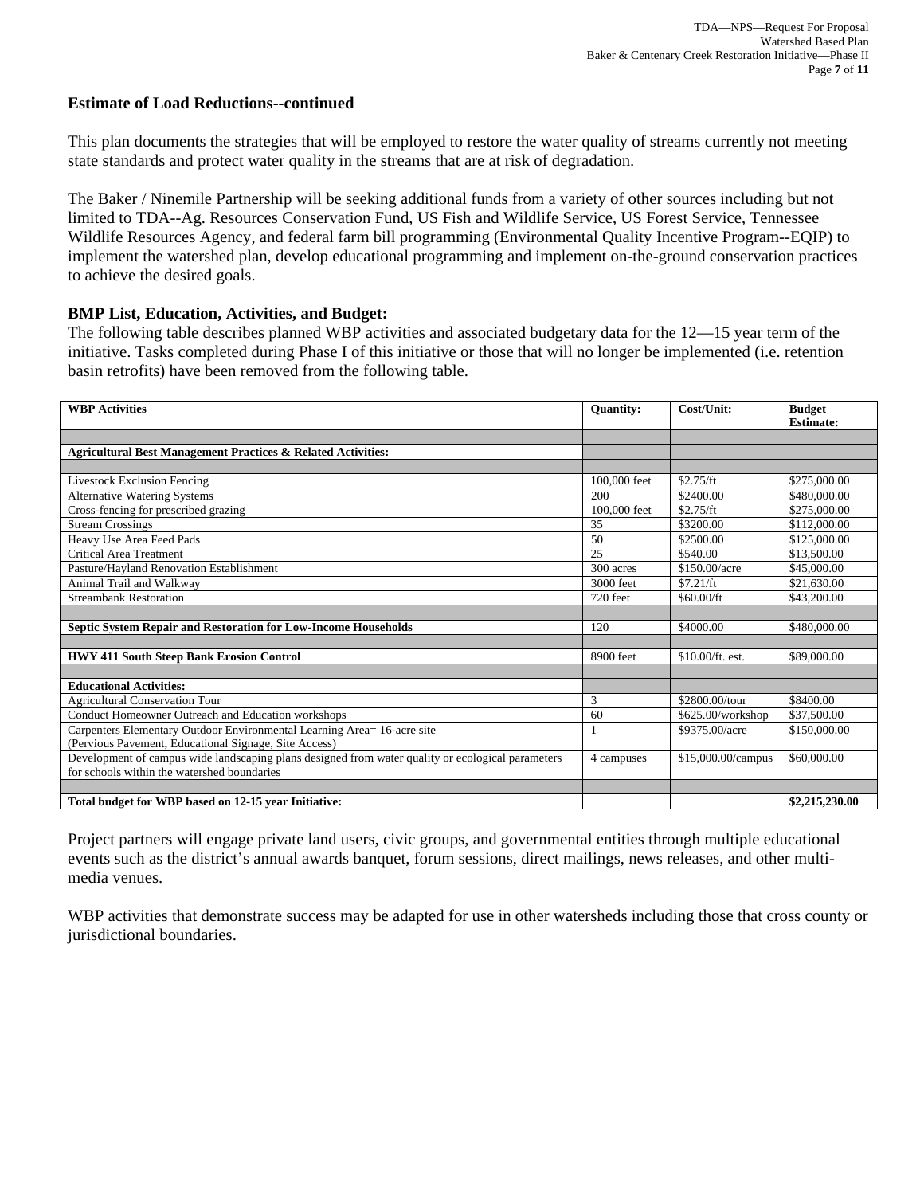**Estimate of Load Reductions--continued**

This plan documents the strategies that will be employed to restore the water quality of streams currently not meeting state standards and protect water quality in the streams that are at risk of degradation.

The Baker / Ninemile Partnership will be seeking additional funds from a variety of other sources including but not limited to TDA--Ag. Resources Conservation Fund, US Fish and Wildlife Service, US Forest Service, Tennessee Wildlife Resources Agency, and federal farm bill programming (Environmental Quality Incentive Program--EQIP) to implement the watershed plan, develop educational programming and implement on-the-ground conservation practices to achieve the desired goals.

**BMP List, Education, Activities, and Budget:**

The following table describes planned WBP activities and associated budgetary data for the 12—15 year term of the initiative. Tasks completed during Phase I of this initiative or those that will no longer be implemented (i.e. retention basin retrofits) have been removed from the following table.

| WBP Activities | Quantity: | Cost/Unit: | Budget Estimate: |
|---|---|---|---|
| | | | |
| **Agricultural Best Management Practices & Related Activities:** | | | |
| | | | |
| Livestock Exclusion Fencing | 100,000 feet | $2.75/ft | $275,000.00 |
| Alternative Watering Systems | 200 | $2400.00 | $480,000.00 |
| Cross-fencing for prescribed grazing | 100,000 feet | $2.75/ft | $275,000.00 |
| Stream Crossings | 35 | $3200.00 | $112,000.00 |
| Heavy Use Area Feed Pads | 50 | $2500.00 | $125,000.00 |
| Critical Area Treatment | 25 | $540.00 | $13,500.00 |
| Pasture/Hayland Renovation Establishment | 300 acres | $150.00/acre | $45,000.00 |
| Animal Trail and Walkway | 3000 feet | $7.21/ft | $21,630.00 |
| Streambank Restoration | 720 feet | $60.00/ft | $43,200.00 |
| | | | |
| **Septic System Repair and Restoration for Low-Income Households** | 120 | $4000.00 | $480,000.00 |
| | | | |
| **HWY 411 South Steep Bank Erosion Control** | 8900 feet | $10.00/ft. est. | $89,000.00 |
| | | | |
| **Educational Activities:** | | | |
| Agricultural Conservation Tour | 3 | $2800.00/tour | $8400.00 |
| Conduct Homeowner Outreach and Education workshops | 60 | $625.00/workshop | $37,500.00 |
| Carpenters Elementary Outdoor Environmental Learning Area= 16-acre site (Pervious Pavement, Educational Signage, Site Access) | 1 | $9375.00/acre | $150,000.00 |
| Development of campus wide landscaping plans designed from water quality or ecological parameters for schools within the watershed boundaries | 4 campuses | $15,000.00/campus | $60,000.00 |
| | | | |
| **Total budget for WBP based on 12-15 year Initiative:** | | | **$2,215,230.00** |

Project partners will engage private land users, civic groups, and governmental entities through multiple educational events such as the district's annual awards banquet, forum sessions, direct mailings, news releases, and other multi-media venues.

WBP activities that demonstrate success may be adapted for use in other watersheds including those that cross county or jurisdictional boundaries.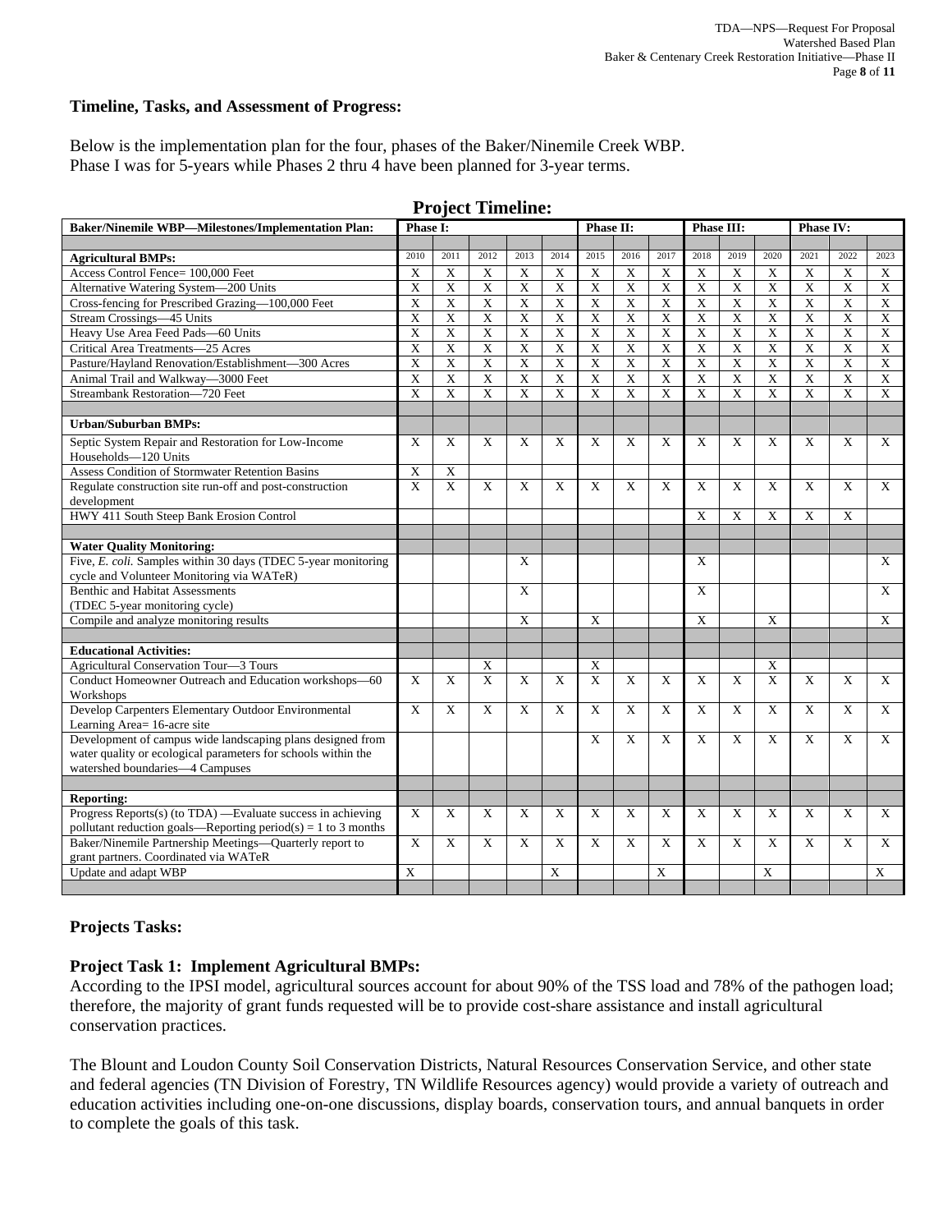**Timeline, Tasks, and Assessment of Progress:**

Below is the implementation plan for the four, phases of the Baker/Ninemile Creek WBP.
Phase I was for 5-years while Phases 2 thru 4 have been planned for 3-year terms.

## Project Timeline:

| Baker/Ninemile WBP—Milestones/Implementation Plan: | Phase I: | | | | | Phase II: | | | Phase III: | | | Phase IV: | | |
|---|---|---|---|---|---|---|---|---|---|---|---|---|---|---|
| **Agricultural BMPs:** | 2010 | 2011 | 2012 | 2013 | 2014 | 2015 | 2016 | 2017 | 2018 | 2019 | 2020 | 2021 | 2022 | 2023 |
| Access Control Fence= 100,000 Feet | X | X | X | X | X | X | X | X | X | X | X | X | X | X |
| Alternative Watering System—200 Units | X | X | X | X | X | X | X | X | X | X | X | X | X | X |
| Cross-fencing for Prescribed Grazing—100,000 Feet | X | X | X | X | X | X | X | X | X | X | X | X | X | X |
| Stream Crossings—45 Units | X | X | X | X | X | X | X | X | X | X | X | X | X | X |
| Heavy Use Area Feed Pads—60 Units | X | X | X | X | X | X | X | X | X | X | X | X | X | X |
| Critical Area Treatments—25 Acres | X | X | X | X | X | X | X | X | X | X | X | X | X | X |
| Pasture/Hayland Renovation/Establishment—300 Acres | X | X | X | X | X | X | X | X | X | X | X | X | X | X |
| Animal Trail and Walkway—3000 Feet | X | X | X | X | X | X | X | X | X | X | X | X | X | X |
| Streambank Restoration—720 Feet | X | X | X | X | X | X | X | X | X | X | X | X | X | X |
| | | | | | | | | | | | | | | |
| **Urban/Suburban BMPs:** | | | | | | | | | | | | | | |
| Septic System Repair and Restoration for Low-Income Households—120 Units | X | X | X | X | X | X | X | X | X | X | X | X | X | X |
| Assess Condition of Stormwater Retention Basins | X | X | | | | | | | | | | | | |
| Regulate construction site run-off and post-construction development | X | X | X | X | X | X | X | X | X | X | X | X | X | X |
| HWY 411 South Steep Bank Erosion Control | | | | | | | | | X | X | X | X | X | |
| | | | | | | | | | | | | | | |
| **Water Quality Monitoring:** | | | | | | | | | | | | | | |
| Five, *E. coli.* Samples within 30 days (TDEC 5-year monitoring cycle and Volunteer Monitoring via WATeR) | | | | X | | | | | X | | | | | X |
| Benthic and Habitat Assessments (TDEC 5-year monitoring cycle) | | | | X | | | | | X | | | | | X |
| Compile and analyze monitoring results | | | | X | | X | | | X | | X | | | X |
| | | | | | | | | | | | | | | |
| **Educational Activities:** | | | | | | | | | | | | | | |
| Agricultural Conservation Tour—3 Tours | | | X | | | X | | | | | X | | | |
| Conduct Homeowner Outreach and Education workshops—60 Workshops | X | X | X | X | X | X | X | X | X | X | X | X | X | X |
| Develop Carpenters Elementary Outdoor Environmental Learning Area= 16-acre site | X | X | X | X | X | X | X | X | X | X | X | X | X | X |
| Development of campus wide landscaping plans designed from water quality or ecological parameters for schools within the watershed boundaries—4 Campuses | | | | | | X | X | X | X | X | X | X | X | X |
| | | | | | | | | | | | | | | |
| **Reporting:** | | | | | | | | | | | | | | |
| Progress Reports(s) (to TDA) —Evaluate success in achieving pollutant reduction goals—Reporting period(s) = 1 to 3 months | X | X | X | X | X | X | X | X | X | X | X | X | X | X |
| Baker/Ninemile Partnership Meetings—Quarterly report to grant partners. Coordinated via WATeR | X | X | X | X | X | X | X | X | X | X | X | X | X | X |
| Update and adapt WBP | X | | | | X | | | X | | | X | | | X |

**Projects Tasks:**

**Project Task 1: Implement Agricultural BMPs:**
According to the IPSI model, agricultural sources account for about 90% of the TSS load and 78% of the pathogen load; therefore, the majority of grant funds requested will be to provide cost-share assistance and install agricultural conservation practices.

The Blount and Loudon County Soil Conservation Districts, Natural Resources Conservation Service, and other state and federal agencies (TN Division of Forestry, TN Wildlife Resources agency) would provide a variety of outreach and education activities including one-on-one discussions, display boards, conservation tours, and annual banquets in order to complete the goals of this task.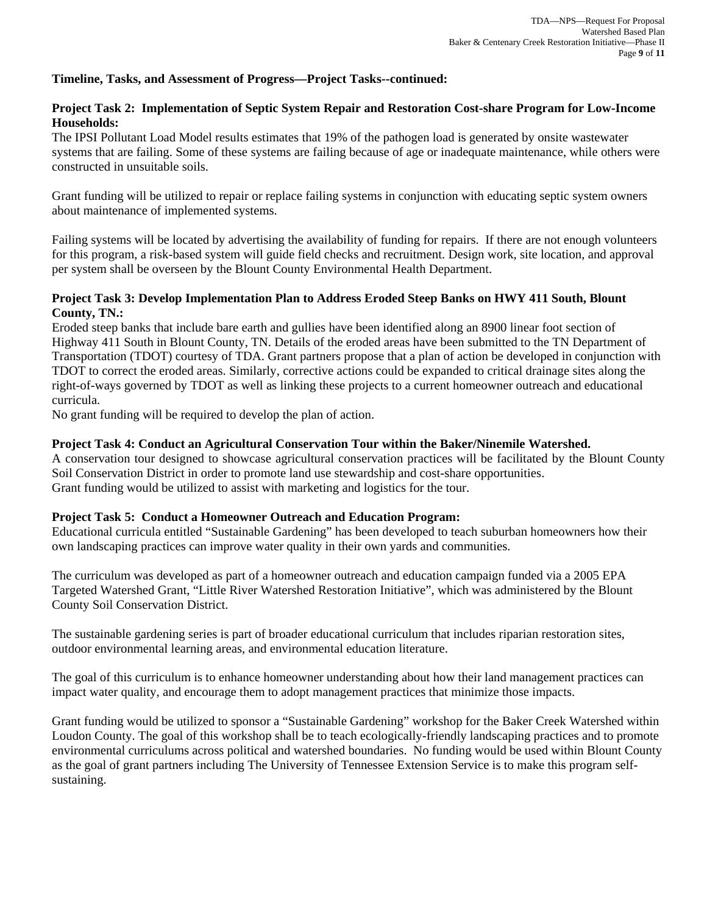**Timeline, Tasks, and Assessment of Progress—Project Tasks--continued:**

**Project Task 2: Implementation of Septic System Repair and Restoration Cost-share Program for Low-Income Households:**

The IPSI Pollutant Load Model results estimates that 19% of the pathogen load is generated by onsite wastewater systems that are failing. Some of these systems are failing because of age or inadequate maintenance, while others were constructed in unsuitable soils.

Grant funding will be utilized to repair or replace failing systems in conjunction with educating septic system owners about maintenance of implemented systems.

Failing systems will be located by advertising the availability of funding for repairs. If there are not enough volunteers for this program, a risk-based system will guide field checks and recruitment. Design work, site location, and approval per system shall be overseen by the Blount County Environmental Health Department.

**Project Task 3: Develop Implementation Plan to Address Eroded Steep Banks on HWY 411 South, Blount County, TN.:**

Eroded steep banks that include bare earth and gullies have been identified along an 8900 linear foot section of Highway 411 South in Blount County, TN. Details of the eroded areas have been submitted to the TN Department of Transportation (TDOT) courtesy of TDA. Grant partners propose that a plan of action be developed in conjunction with TDOT to correct the eroded areas. Similarly, corrective actions could be expanded to critical drainage sites along the right-of-ways governed by TDOT as well as linking these projects to a current homeowner outreach and educational curricula.

No grant funding will be required to develop the plan of action.

**Project Task 4: Conduct an Agricultural Conservation Tour within the Baker/Ninemile Watershed.**

A conservation tour designed to showcase agricultural conservation practices will be facilitated by the Blount County Soil Conservation District in order to promote land use stewardship and cost-share opportunities.

Grant funding would be utilized to assist with marketing and logistics for the tour.

**Project Task 5: Conduct a Homeowner Outreach and Education Program:**

Educational curricula entitled "Sustainable Gardening" has been developed to teach suburban homeowners how their own landscaping practices can improve water quality in their own yards and communities.

The curriculum was developed as part of a homeowner outreach and education campaign funded via a 2005 EPA Targeted Watershed Grant, "Little River Watershed Restoration Initiative", which was administered by the Blount County Soil Conservation District.

The sustainable gardening series is part of broader educational curriculum that includes riparian restoration sites, outdoor environmental learning areas, and environmental education literature.

The goal of this curriculum is to enhance homeowner understanding about how their land management practices can impact water quality, and encourage them to adopt management practices that minimize those impacts.

Grant funding would be utilized to sponsor a "Sustainable Gardening" workshop for the Baker Creek Watershed within Loudon County. The goal of this workshop shall be to teach ecologically-friendly landscaping practices and to promote environmental curriculums across political and watershed boundaries. No funding would be used within Blount County as the goal of grant partners including The University of Tennessee Extension Service is to make this program self-sustaining.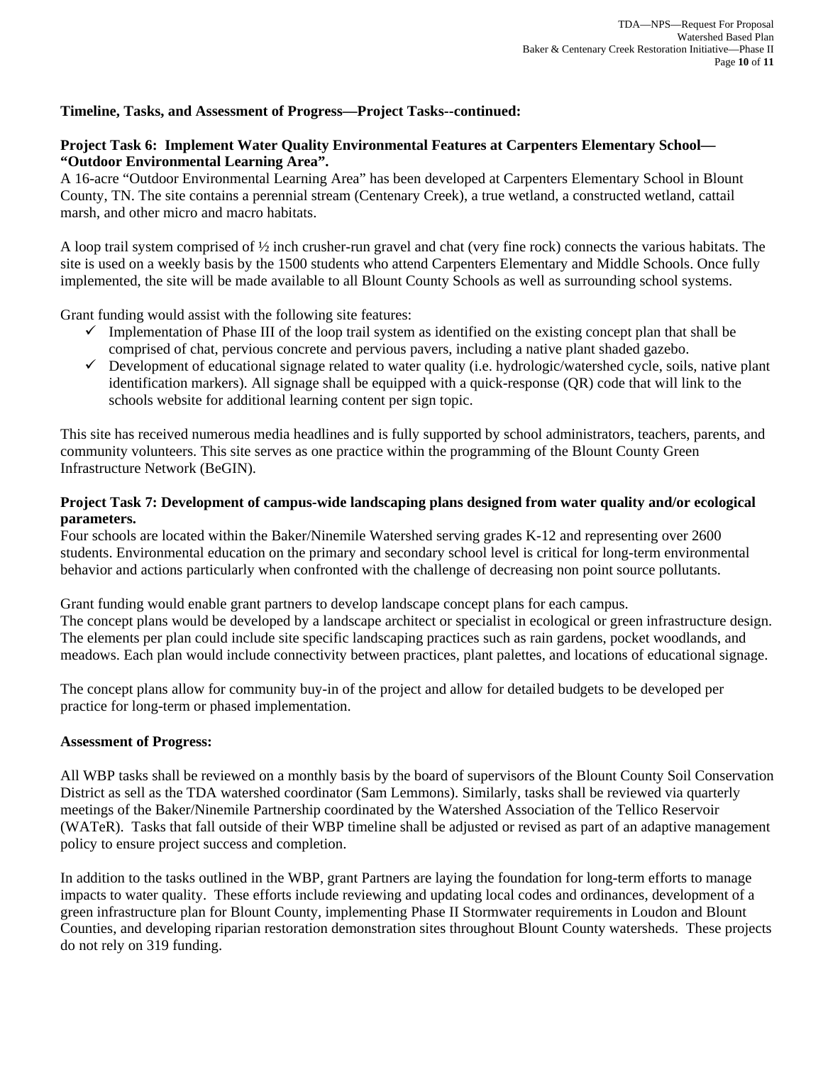**Timeline, Tasks, and Assessment of Progress—Project Tasks--continued:**

**Project Task 6: Implement Water Quality Environmental Features at Carpenters Elementary School—"Outdoor Environmental Learning Area".**

A 16-acre "Outdoor Environmental Learning Area" has been developed at Carpenters Elementary School in Blount County, TN. The site contains a perennial stream (Centenary Creek), a true wetland, a constructed wetland, cattail marsh, and other micro and macro habitats.

A loop trail system comprised of ½ inch crusher-run gravel and chat (very fine rock) connects the various habitats. The site is used on a weekly basis by the 1500 students who attend Carpenters Elementary and Middle Schools. Once fully implemented, the site will be made available to all Blount County Schools as well as surrounding school systems.

Grant funding would assist with the following site features:

- ✓ Implementation of Phase III of the loop trail system as identified on the existing concept plan that shall be comprised of chat, pervious concrete and pervious pavers, including a native plant shaded gazebo.
- ✓ Development of educational signage related to water quality (i.e. hydrologic/watershed cycle, soils, native plant identification markers). All signage shall be equipped with a quick-response (QR) code that will link to the schools website for additional learning content per sign topic.

This site has received numerous media headlines and is fully supported by school administrators, teachers, parents, and community volunteers. This site serves as one practice within the programming of the Blount County Green Infrastructure Network (BeGIN).

**Project Task 7: Development of campus-wide landscaping plans designed from water quality and/or ecological parameters.**

Four schools are located within the Baker/Ninemile Watershed serving grades K-12 and representing over 2600 students. Environmental education on the primary and secondary school level is critical for long-term environmental behavior and actions particularly when confronted with the challenge of decreasing non point source pollutants.

Grant funding would enable grant partners to develop landscape concept plans for each campus.
The concept plans would be developed by a landscape architect or specialist in ecological or green infrastructure design. The elements per plan could include site specific landscaping practices such as rain gardens, pocket woodlands, and meadows. Each plan would include connectivity between practices, plant palettes, and locations of educational signage.

The concept plans allow for community buy-in of the project and allow for detailed budgets to be developed per practice for long-term or phased implementation.

**Assessment of Progress:**

All WBP tasks shall be reviewed on a monthly basis by the board of supervisors of the Blount County Soil Conservation District as sell as the TDA watershed coordinator (Sam Lemmons). Similarly, tasks shall be reviewed via quarterly meetings of the Baker/Ninemile Partnership coordinated by the Watershed Association of the Tellico Reservoir (WATeR). Tasks that fall outside of their WBP timeline shall be adjusted or revised as part of an adaptive management policy to ensure project success and completion.

In addition to the tasks outlined in the WBP, grant Partners are laying the foundation for long-term efforts to manage impacts to water quality. These efforts include reviewing and updating local codes and ordinances, development of a green infrastructure plan for Blount County, implementing Phase II Stormwater requirements in Loudon and Blount Counties, and developing riparian restoration demonstration sites throughout Blount County watersheds. These projects do not rely on 319 funding.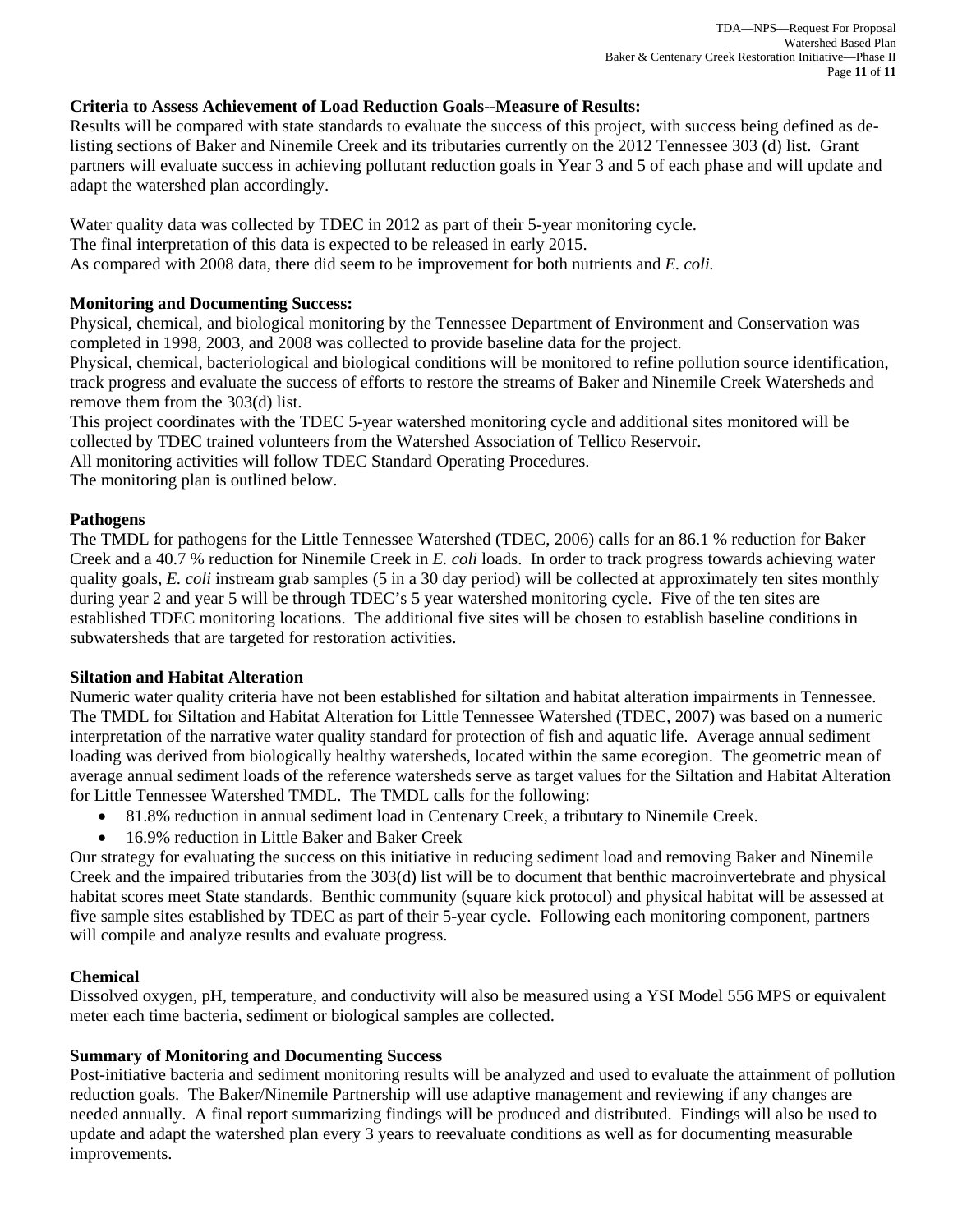**Criteria to Assess Achievement of Load Reduction Goals--Measure of Results:**

Results will be compared with state standards to evaluate the success of this project, with success being defined as de-listing sections of Baker and Ninemile Creek and its tributaries currently on the 2012 Tennessee 303 (d) list. Grant partners will evaluate success in achieving pollutant reduction goals in Year 3 and 5 of each phase and will update and adapt the watershed plan accordingly.

Water quality data was collected by TDEC in 2012 as part of their 5-year monitoring cycle.
The final interpretation of this data is expected to be released in early 2015.
As compared with 2008 data, there did seem to be improvement for both nutrients and *E. coli.*

**Monitoring and Documenting Success:**

Physical, chemical, and biological monitoring by the Tennessee Department of Environment and Conservation was completed in 1998, 2003, and 2008 was collected to provide baseline data for the project.
Physical, chemical, bacteriological and biological conditions will be monitored to refine pollution source identification, track progress and evaluate the success of efforts to restore the streams of Baker and Ninemile Creek Watersheds and remove them from the 303(d) list.
This project coordinates with the TDEC 5-year watershed monitoring cycle and additional sites monitored will be collected by TDEC trained volunteers from the Watershed Association of Tellico Reservoir.
All monitoring activities will follow TDEC Standard Operating Procedures.
The monitoring plan is outlined below.

**Pathogens**

The TMDL for pathogens for the Little Tennessee Watershed (TDEC, 2006) calls for an 86.1 % reduction for Baker Creek and a 40.7 % reduction for Ninemile Creek in *E. coli* loads. In order to track progress towards achieving water quality goals, *E. coli* instream grab samples (5 in a 30 day period) will be collected at approximately ten sites monthly during year 2 and year 5 will be through TDEC's 5 year watershed monitoring cycle. Five of the ten sites are established TDEC monitoring locations. The additional five sites will be chosen to establish baseline conditions in subwatersheds that are targeted for restoration activities.

**Siltation and Habitat Alteration**

Numeric water quality criteria have not been established for siltation and habitat alteration impairments in Tennessee. The TMDL for Siltation and Habitat Alteration for Little Tennessee Watershed (TDEC, 2007) was based on a numeric interpretation of the narrative water quality standard for protection of fish and aquatic life. Average annual sediment loading was derived from biologically healthy watersheds, located within the same ecoregion. The geometric mean of average annual sediment loads of the reference watersheds serve as target values for the Siltation and Habitat Alteration for Little Tennessee Watershed TMDL. The TMDL calls for the following:

- 81.8% reduction in annual sediment load in Centenary Creek, a tributary to Ninemile Creek.
- 16.9% reduction in Little Baker and Baker Creek

Our strategy for evaluating the success on this initiative in reducing sediment load and removing Baker and Ninemile Creek and the impaired tributaries from the 303(d) list will be to document that benthic macroinvertebrate and physical habitat scores meet State standards. Benthic community (square kick protocol) and physical habitat will be assessed at five sample sites established by TDEC as part of their 5-year cycle. Following each monitoring component, partners will compile and analyze results and evaluate progress.

**Chemical**

Dissolved oxygen, pH, temperature, and conductivity will also be measured using a YSI Model 556 MPS or equivalent meter each time bacteria, sediment or biological samples are collected.

**Summary of Monitoring and Documenting Success**

Post-initiative bacteria and sediment monitoring results will be analyzed and used to evaluate the attainment of pollution reduction goals. The Baker/Ninemile Partnership will use adaptive management and reviewing if any changes are needed annually. A final report summarizing findings will be produced and distributed. Findings will also be used to update and adapt the watershed plan every 3 years to reevaluate conditions as well as for documenting measurable improvements.